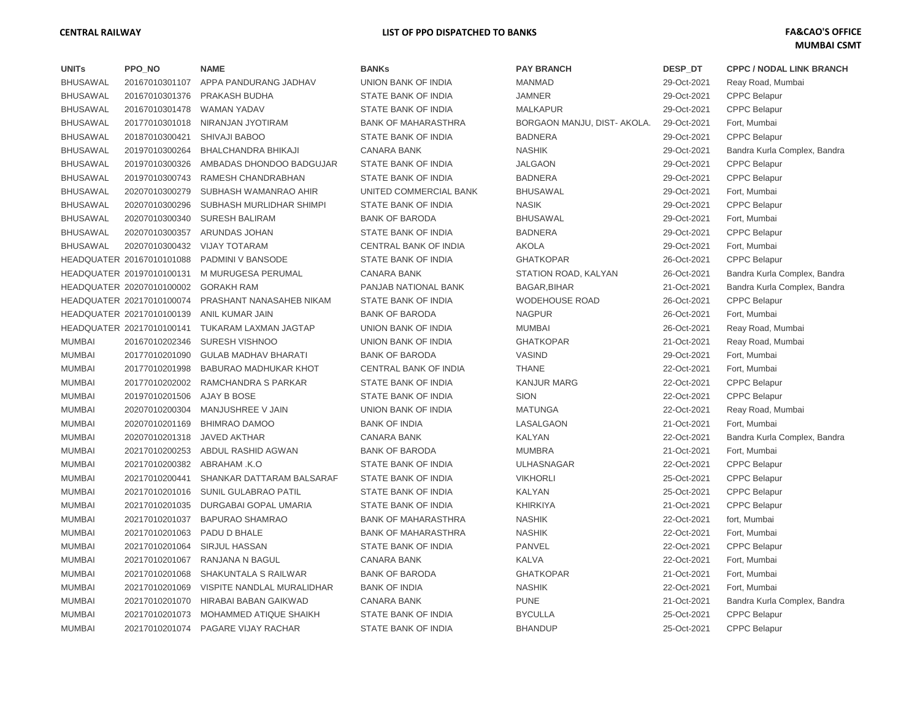**CENTRAL RAILWAY** **LIST OF PPO DISPATCHED TO BANKS** **FA&CAO'S OFFICE MUMBAI CSMT**

| UNITs | PPO_NO | NAME | BANKs | PAY BRANCH | DESP_DT | CPPC / NODAL LINK BRANCH |
|---|---|---|---|---|---|---|
| BHUSAWAL | 20167010301107 | APPA PANDURANG JADHAV | UNION BANK OF INDIA | MANMAD | 29-Oct-2021 | Reay Road, Mumbai |
| BHUSAWAL | 20167010301376 | PRAKASH BUDHA | STATE BANK OF INDIA | JAMNER | 29-Oct-2021 | CPPC Belapur |
| BHUSAWAL | 20167010301478 | WAMAN YADAV | STATE BANK OF INDIA | MALKAPUR | 29-Oct-2021 | CPPC Belapur |
| BHUSAWAL | 20177010301018 | NIRANJAN JYOTIRAM | BANK OF MAHARASTHRA | BORGAON MANJU, DIST- AKOLA. | 29-Oct-2021 | Fort, Mumbai |
| BHUSAWAL | 20187010300421 | SHIVAJI BABOO | STATE BANK OF INDIA | BADNERA | 29-Oct-2021 | CPPC Belapur |
| BHUSAWAL | 20197010300264 | BHALCHANDRA BHIKAJI | CANARA BANK | NASHIK | 29-Oct-2021 | Bandra Kurla Complex, Bandra |
| BHUSAWAL | 20197010300326 | AMBADAS DHONDOO BADGUJAR | STATE BANK OF INDIA | JALGAON | 29-Oct-2021 | CPPC Belapur |
| BHUSAWAL | 20197010300743 | RAMESH CHANDRABHAN | STATE BANK OF INDIA | BADNERA | 29-Oct-2021 | CPPC Belapur |
| BHUSAWAL | 20207010300279 | SUBHASH WAMANRAO AHIR | UNITED COMMERCIAL BANK | BHUSAWAL | 29-Oct-2021 | Fort, Mumbai |
| BHUSAWAL | 20207010300296 | SUBHASH MURLIDHAR SHIMPI | STATE BANK OF INDIA | NASIK | 29-Oct-2021 | CPPC Belapur |
| BHUSAWAL | 20207010300340 | SURESH BALIRAM | BANK OF BARODA | BHUSAWAL | 29-Oct-2021 | Fort, Mumbai |
| BHUSAWAL | 20207010300357 | ARUNDAS JOHAN | STATE BANK OF INDIA | BADNERA | 29-Oct-2021 | CPPC Belapur |
| BHUSAWAL | 20207010300432 | VIJAY TOTARAM | CENTRAL BANK OF INDIA | AKOLA | 29-Oct-2021 | Fort, Mumbai |
| HEADQUATER | 20167010101088 | PADMINI V BANSODE | STATE BANK OF INDIA | GHATKOPAR | 26-Oct-2021 | CPPC Belapur |
| HEADQUATER | 20197010100131 | M MURUGESA PERUMAL | CANARA BANK | STATION ROAD, KALYAN | 26-Oct-2021 | Bandra Kurla Complex, Bandra |
| HEADQUATER | 20207010100002 | GORAKH RAM | PANJAB NATIONAL BANK | BAGAR,BIHAR | 21-Oct-2021 | Bandra Kurla Complex, Bandra |
| HEADQUATER | 20217010100074 | PRASHANT NANASAHEB NIKAM | STATE BANK OF INDIA | WODEHOUSE ROAD | 26-Oct-2021 | CPPC Belapur |
| HEADQUATER | 20217010100139 | ANIL KUMAR JAIN | BANK OF BARODA | NAGPUR | 26-Oct-2021 | Fort, Mumbai |
| HEADQUATER | 20217010100141 | TUKARAM LAXMAN JAGTAP | UNION BANK OF INDIA | MUMBAI | 26-Oct-2021 | Reay Road, Mumbai |
| MUMBAI | 20167010202346 | SURESH VISHNOO | UNION BANK OF INDIA | GHATKOPAR | 21-Oct-2021 | Reay Road, Mumbai |
| MUMBAI | 20177010201090 | GULAB MADHAV BHARATI | BANK OF BARODA | VASIND | 29-Oct-2021 | Fort, Mumbai |
| MUMBAI | 20177010201998 | BABURAO MADHUKAR KHOT | CENTRAL BANK OF INDIA | THANE | 22-Oct-2021 | Fort, Mumbai |
| MUMBAI | 20177010202002 | RAMCHANDRA S PARKAR | STATE BANK OF INDIA | KANJUR MARG | 22-Oct-2021 | CPPC Belapur |
| MUMBAI | 20197010201506 | AJAY B BOSE | STATE BANK OF INDIA | SION | 22-Oct-2021 | CPPC Belapur |
| MUMBAI | 20207010200304 | MANJUSHREE V JAIN | UNION BANK OF INDIA | MATUNGA | 22-Oct-2021 | Reay Road, Mumbai |
| MUMBAI | 20207010201169 | BHIMRAO DAMOO | BANK OF INDIA | LASALGAON | 21-Oct-2021 | Fort, Mumbai |
| MUMBAI | 20207010201318 | JAVED AKTHAR | CANARA BANK | KALYAN | 22-Oct-2021 | Bandra Kurla Complex, Bandra |
| MUMBAI | 20217010200253 | ABDUL RASHID AGWAN | BANK OF BARODA | MUMBRA | 21-Oct-2021 | Fort, Mumbai |
| MUMBAI | 20217010200382 | ABRAHAM .K.O | STATE BANK OF INDIA | ULHASNAGAR | 22-Oct-2021 | CPPC Belapur |
| MUMBAI | 20217010200441 | SHANKAR DATTARAM BALSARAF | STATE BANK OF INDIA | VIKHORLI | 25-Oct-2021 | CPPC Belapur |
| MUMBAI | 20217010201016 | SUNIL GULABRAO PATIL | STATE BANK OF INDIA | KALYAN | 25-Oct-2021 | CPPC Belapur |
| MUMBAI | 20217010201035 | DURGABAI GOPAL UMARIA | STATE BANK OF INDIA | KHIRKIYA | 21-Oct-2021 | CPPC Belapur |
| MUMBAI | 20217010201037 | BAPURAO SHAMRAO | BANK OF MAHARASTHRA | NASHIK | 22-Oct-2021 | fort, Mumbai |
| MUMBAI | 20217010201063 | PADU D BHALE | BANK OF MAHARASTHRA | NASHIK | 22-Oct-2021 | Fort, Mumbai |
| MUMBAI | 20217010201064 | SIRJUL HASSAN | STATE BANK OF INDIA | PANVEL | 22-Oct-2021 | CPPC Belapur |
| MUMBAI | 20217010201067 | RANJANA N BAGUL | CANARA BANK | KALVA | 22-Oct-2021 | Fort, Mumbai |
| MUMBAI | 20217010201068 | SHAKUNTALA S RAILWAR | BANK OF BARODA | GHATKOPAR | 21-Oct-2021 | Fort, Mumbai |
| MUMBAI | 20217010201069 | VISPITE NANDLAL MURALIDHAR | BANK OF INDIA | NASHIK | 22-Oct-2021 | Fort, Mumbai |
| MUMBAI | 20217010201070 | HIRABAI BABAN GAIKWAD | CANARA BANK | PUNE | 21-Oct-2021 | Bandra Kurla Complex, Bandra |
| MUMBAI | 20217010201073 | MOHAMMED ATIQUE SHAIKH | STATE BANK OF INDIA | BYCULLA | 25-Oct-2021 | CPPC Belapur |
| MUMBAI | 20217010201074 | PAGARE VIJAY RACHAR | STATE BANK OF INDIA | BHANDUP | 25-Oct-2021 | CPPC Belapur |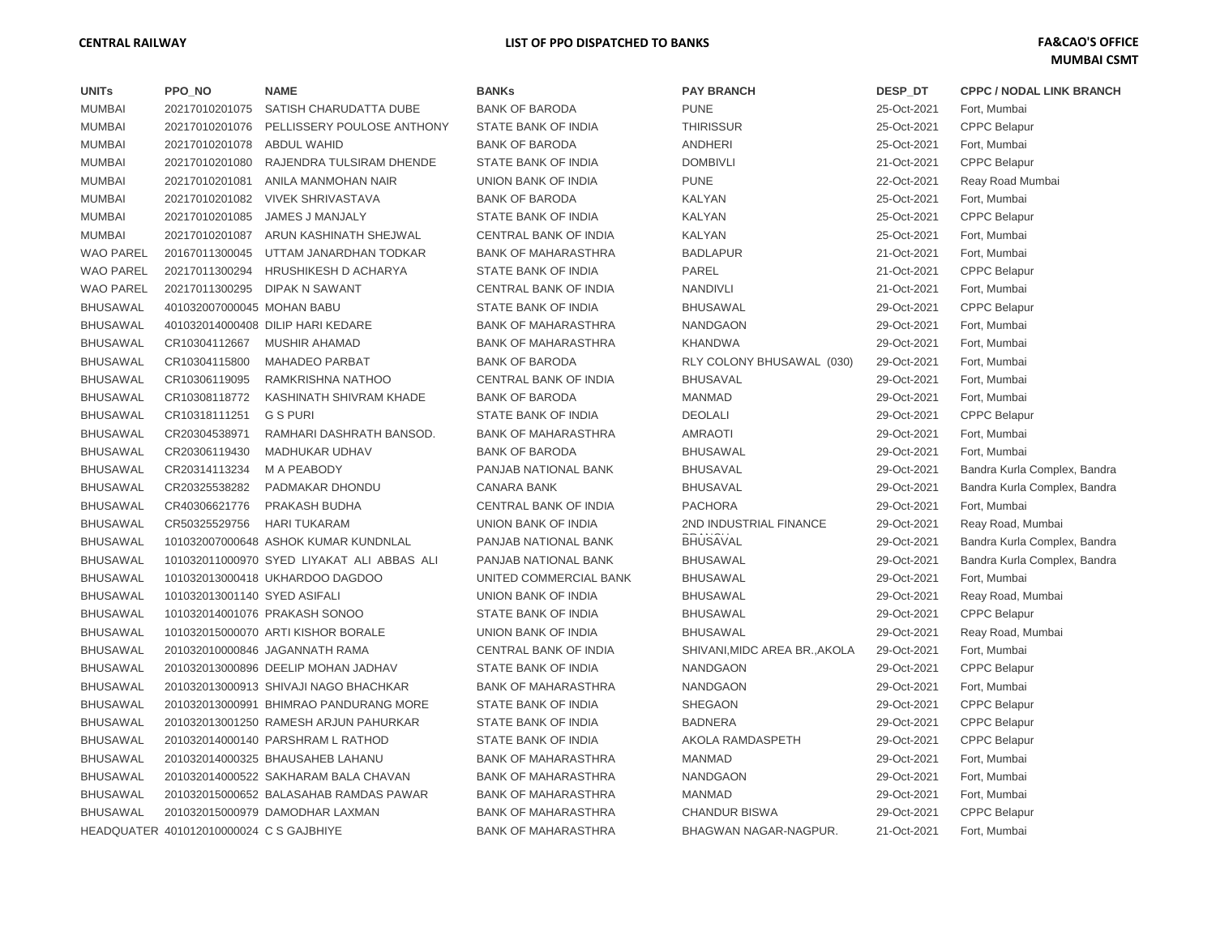| UNITs | PPO_NO | NAME | BANKs | PAY BRANCH | DESP_DT | CPPC / NODAL LINK BRANCH |
|---|---|---|---|---|---|---|
| MUMBAI | 20217010201075 | SATISH CHARUDATTA DUBE | BANK OF BARODA | PUNE | 25-Oct-2021 | Fort, Mumbai |
| MUMBAI | 20217010201076 | PELLISSERY POULOSE ANTHONY | STATE BANK OF INDIA | THIRISSUR | 25-Oct-2021 | CPPC Belapur |
| MUMBAI | 20217010201078 | ABDUL WAHID | BANK OF BARODA | ANDHERI | 25-Oct-2021 | Fort, Mumbai |
| MUMBAI | 20217010201080 | RAJENDRA TULSIRAM DHENDE | STATE BANK OF INDIA | DOMBIVLI | 21-Oct-2021 | CPPC Belapur |
| MUMBAI | 20217010201081 | ANILA MANMOHAN NAIR | UNION BANK OF INDIA | PUNE | 22-Oct-2021 | Reay Road Mumbai |
| MUMBAI | 20217010201082 | VIVEK SHRIVASTAVA | BANK OF BARODA | KALYAN | 25-Oct-2021 | Fort, Mumbai |
| MUMBAI | 20217010201085 | JAMES J MANJALY | STATE BANK OF INDIA | KALYAN | 25-Oct-2021 | CPPC Belapur |
| MUMBAI | 20217010201087 | ARUN KASHINATH SHEJWAL | CENTRAL BANK OF INDIA | KALYAN | 25-Oct-2021 | Fort, Mumbai |
| WAO PAREL | 20167011300045 | UTTAM JANARDHAN TODKAR | BANK OF MAHARASTHRA | BADLAPUR | 21-Oct-2021 | Fort, Mumbai |
| WAO PAREL | 20217011300294 | HRUSHIKESH D ACHARYA | STATE BANK OF INDIA | PAREL | 21-Oct-2021 | CPPC Belapur |
| WAO PAREL | 20217011300295 | DIPAK N SAWANT | CENTRAL BANK OF INDIA | NANDIVLI | 21-Oct-2021 | Fort, Mumbai |
| BHUSAWAL | 401032007000045 | MOHAN BABU | STATE BANK OF INDIA | BHUSAWAL | 29-Oct-2021 | CPPC Belapur |
| BHUSAWAL | 401032014000408 | DILIP HARI KEDARE | BANK OF MAHARASTHRA | NANDGAON | 29-Oct-2021 | Fort, Mumbai |
| BHUSAWAL | CR10304112667 | MUSHIR AHAMAD | BANK OF MAHARASTHRA | KHANDWA | 29-Oct-2021 | Fort, Mumbai |
| BHUSAWAL | CR10304115800 | MAHADEO PARBAT | BANK OF BARODA | RLY COLONY BHUSAWAL (030) | 29-Oct-2021 | Fort, Mumbai |
| BHUSAWAL | CR10306119095 | RAMKRISHNA NATHOO | CENTRAL BANK OF INDIA | BHUSAVAL | 29-Oct-2021 | Fort, Mumbai |
| BHUSAWAL | CR10308118772 | KASHINATH SHIVRAM KHADE | BANK OF BARODA | MANMAD | 29-Oct-2021 | Fort, Mumbai |
| BHUSAWAL | CR10318111251 | G S PURI | STATE BANK OF INDIA | DEOLALI | 29-Oct-2021 | CPPC Belapur |
| BHUSAWAL | CR20304538971 | RAMHARI DASHRATH BANSOD. | BANK OF MAHARASTHRA | AMRAOTI | 29-Oct-2021 | Fort, Mumbai |
| BHUSAWAL | CR20306119430 | MADHUKAR UDHAV | BANK OF BARODA | BHUSAWAL | 29-Oct-2021 | Fort, Mumbai |
| BHUSAWAL | CR20314113234 | M A PEABODY | PANJAB NATIONAL BANK | BHUSAVAL | 29-Oct-2021 | Bandra Kurla Complex, Bandra |
| BHUSAWAL | CR20325538282 | PADMAKAR DHONDU | CANARA BANK | BHUSAVAL | 29-Oct-2021 | Bandra Kurla Complex, Bandra |
| BHUSAWAL | CR40306621776 | PRAKASH BUDHA | CENTRAL BANK OF INDIA | PACHORA | 29-Oct-2021 | Fort, Mumbai |
| BHUSAWAL | CR50325529756 | HARI TUKARAM | UNION BANK OF INDIA | 2ND INDUSTRIAL FINANCE BRANCH | 29-Oct-2021 | Reay Road, Mumbai |
| BHUSAWAL | 101032007000648 | ASHOK KUMAR KUNDNLAL | PANJAB NATIONAL BANK | BHUSAVAL | 29-Oct-2021 | Bandra Kurla Complex, Bandra |
| BHUSAWAL | 101032011000970 | SYED LIYAKAT ALI ABBAS ALI | PANJAB NATIONAL BANK | BHUSAWAL | 29-Oct-2021 | Bandra Kurla Complex, Bandra |
| BHUSAWAL | 101032013000418 | UKHARDOO DAGDOO | UNITED COMMERCIAL BANK | BHUSAWAL | 29-Oct-2021 | Fort, Mumbai |
| BHUSAWAL | 101032013001140 | SYED ASIFALI | UNION BANK OF INDIA | BHUSAWAL | 29-Oct-2021 | Reay Road, Mumbai |
| BHUSAWAL | 101032014001076 | PRAKASH SONOO | STATE BANK OF INDIA | BHUSAWAL | 29-Oct-2021 | CPPC Belapur |
| BHUSAWAL | 101032015000070 | ARTI KISHOR BORALE | UNION BANK OF INDIA | BHUSAWAL | 29-Oct-2021 | Reay Road, Mumbai |
| BHUSAWAL | 201032010000846 | JAGANNATH RAMA | CENTRAL BANK OF INDIA | SHIVANI,MIDC AREA BR.,AKOLA | 29-Oct-2021 | Fort, Mumbai |
| BHUSAWAL | 201032013000896 | DEELIP MOHAN JADHAV | STATE BANK OF INDIA | NANDGAON | 29-Oct-2021 | CPPC Belapur |
| BHUSAWAL | 201032013000913 | SHIVAJI NAGO BHACHKAR | BANK OF MAHARASTHRA | NANDGAON | 29-Oct-2021 | Fort, Mumbai |
| BHUSAWAL | 201032013000991 | BHIMRAO PANDURANG MORE | STATE BANK OF INDIA | SHEGAON | 29-Oct-2021 | CPPC Belapur |
| BHUSAWAL | 201032013001250 | RAMESH ARJUN PAHURKAR | STATE BANK OF INDIA | BADNERA | 29-Oct-2021 | CPPC Belapur |
| BHUSAWAL | 201032014000140 | PARSHRAM L RATHOD | STATE BANK OF INDIA | AKOLA RAMDASPETH | 29-Oct-2021 | CPPC Belapur |
| BHUSAWAL | 201032014000325 | BHAUSAHEB LAHANU | BANK OF MAHARASTHRA | MANMAD | 29-Oct-2021 | Fort, Mumbai |
| BHUSAWAL | 201032014000522 | SAKHARAM BALA CHAVAN | BANK OF MAHARASTHRA | NANDGAON | 29-Oct-2021 | Fort, Mumbai |
| BHUSAWAL | 201032015000652 | BALASAHAB RAMDAS PAWAR | BANK OF MAHARASTHRA | MANMAD | 29-Oct-2021 | Fort, Mumbai |
| BHUSAWAL | 201032015000979 | DAMODHAR LAXMAN | BANK OF MAHARASTHRA | CHANDUR BISWA | 29-Oct-2021 | CPPC Belapur |
| HEADQUATER | 401012010000024 | C S GAJBHIYE | BANK OF MAHARASTHRA | BHAGWAN NAGAR-NAGPUR. | 21-Oct-2021 | Fort, Mumbai |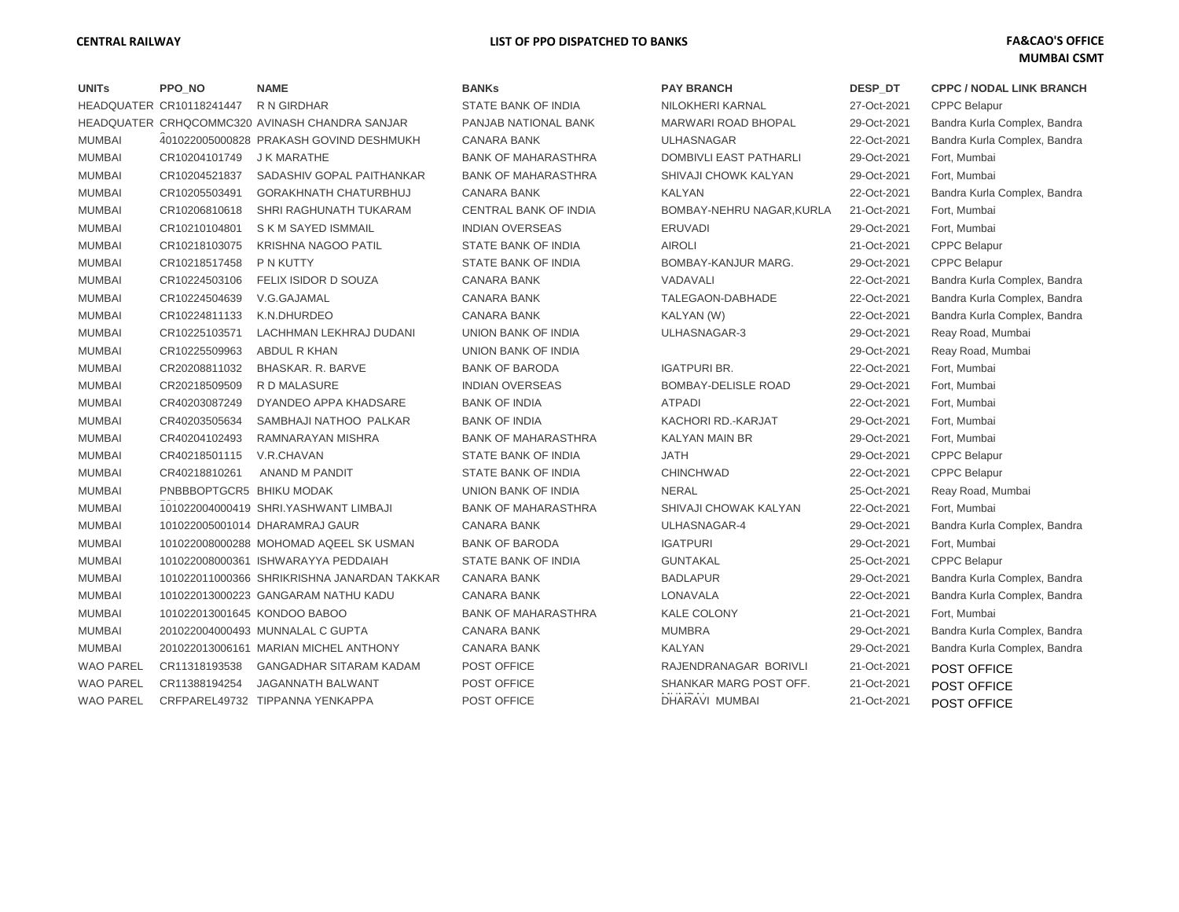**CENTRAL RAILWAY** | **LIST OF PPO DISPATCHED TO BANKS** | **FA&CAO'S OFFICE MUMBAI CSMT**

| UNITs | PPO_NO | NAME | BANKs | PAY BRANCH | DESP_DT | CPPC / NODAL LINK BRANCH |
|---|---|---|---|---|---|---|
| HEADQUATER | CR10118241447 | R N GIRDHAR | STATE BANK OF INDIA | NILOKHERI KARNAL | 27-Oct-2021 | CPPC Belapur |
| HEADQUATER | CRHQCOMMC320 | AVINASH CHANDRA SANJAR | PANJAB NATIONAL BANK | MARWARI ROAD BHOPAL | 29-Oct-2021 | Bandra Kurla Complex, Bandra |
| MUMBAI | 401022005000828 | PRAKASH GOVIND DESHMUKH | CANARA BANK | ULHASNAGAR | 22-Oct-2021 | Bandra Kurla Complex, Bandra |
| MUMBAI | CR10204101749 | J K MARATHE | BANK OF MAHARASTHRA | DOMBIVLI EAST PATHARLI | 29-Oct-2021 | Fort, Mumbai |
| MUMBAI | CR10204521837 | SADASHIV GOPAL PAITHANKAR | BANK OF MAHARASTHRA | SHIVAJI CHOWK KALYAN | 29-Oct-2021 | Fort, Mumbai |
| MUMBAI | CR10205503491 | GORAKHNATH CHATURBHUJ | CANARA BANK | KALYAN | 22-Oct-2021 | Bandra Kurla Complex, Bandra |
| MUMBAI | CR10206810618 | SHRI RAGHUNATH TUKARAM | CENTRAL BANK OF INDIA | BOMBAY-NEHRU NAGAR,KURLA | 21-Oct-2021 | Fort, Mumbai |
| MUMBAI | CR10210104801 | S K M SAYED ISMMAIL | INDIAN OVERSEAS | ERUVADI | 29-Oct-2021 | Fort, Mumbai |
| MUMBAI | CR10218103075 | KRISHNA NAGOO PATIL | STATE BANK OF INDIA | AIROLI | 21-Oct-2021 | CPPC Belapur |
| MUMBAI | CR10218517458 | P N KUTTY | STATE BANK OF INDIA | BOMBAY-KANJUR MARG. | 29-Oct-2021 | CPPC Belapur |
| MUMBAI | CR10224503106 | FELIX ISIDOR D SOUZA | CANARA BANK | VADAVALI | 22-Oct-2021 | Bandra Kurla Complex, Bandra |
| MUMBAI | CR10224504639 | V.G.GAJAMAL | CANARA BANK | TALEGAON-DABHADE | 22-Oct-2021 | Bandra Kurla Complex, Bandra |
| MUMBAI | CR10224811133 | K.N.DHURDEO | CANARA BANK | KALYAN (W) | 22-Oct-2021 | Bandra Kurla Complex, Bandra |
| MUMBAI | CR10225103571 | LACHHMAN LEKHRAJ DUDANI | UNION BANK OF INDIA | ULHASNAGAR-3 | 29-Oct-2021 | Reay Road, Mumbai |
| MUMBAI | CR10225509963 | ABDUL R KHAN | UNION BANK OF INDIA | | 29-Oct-2021 | Reay Road, Mumbai |
| MUMBAI | CR20208811032 | BHASKAR. R. BARVE | BANK OF BARODA | IGATPURI BR. | 22-Oct-2021 | Fort, Mumbai |
| MUMBAI | CR20218509509 | R D MALASURE | INDIAN OVERSEAS | BOMBAY-DELISLE ROAD | 29-Oct-2021 | Fort, Mumbai |
| MUMBAI | CR40203087249 | DYANDEO APPA KHADSARE | BANK OF INDIA | ATPADI | 22-Oct-2021 | Fort, Mumbai |
| MUMBAI | CR40203505634 | SAMBHAJI NATHOO PALKAR | BANK OF INDIA | KACHORI RD.-KARJAT | 29-Oct-2021 | Fort, Mumbai |
| MUMBAI | CR40204102493 | RAMNARAYAN MISHRA | BANK OF MAHARASTHRA | KALYAN MAIN BR | 29-Oct-2021 | Fort, Mumbai |
| MUMBAI | CR40218501115 | V.R.CHAVAN | STATE BANK OF INDIA | JATH | 29-Oct-2021 | CPPC Belapur |
| MUMBAI | CR40218810261 | ANAND M PANDIT | STATE BANK OF INDIA | CHINCHWAD | 22-Oct-2021 | CPPC Belapur |
| MUMBAI | PNBBBOPTGCR5 | BHIKU MODAK | UNION BANK OF INDIA | NERAL | 25-Oct-2021 | Reay Road, Mumbai |
| MUMBAI | 101022004000419 | SHRI.YASHWANT LIMBAJI | BANK OF MAHARASTHRA | SHIVAJI CHOWAK KALYAN | 22-Oct-2021 | Fort, Mumbai |
| MUMBAI | 101022005001014 | DHARAMRAJ GAUR | CANARA BANK | ULHASNAGAR-4 | 29-Oct-2021 | Bandra Kurla Complex, Bandra |
| MUMBAI | 101022008000288 | MOHOMAD AQEEL SK USMAN | BANK OF BARODA | IGATPURI | 29-Oct-2021 | Fort, Mumbai |
| MUMBAI | 101022008000361 | ISHWARAYYA PEDDAIAH | STATE BANK OF INDIA | GUNTAKAL | 25-Oct-2021 | CPPC Belapur |
| MUMBAI | 101022011000366 | SHRIKRISHNA JANARDAN TAKKAR | CANARA BANK | BADLAPUR | 29-Oct-2021 | Bandra Kurla Complex, Bandra |
| MUMBAI | 101022013000223 | GANGARAM NATHU KADU | CANARA BANK | LONAVALA | 22-Oct-2021 | Bandra Kurla Complex, Bandra |
| MUMBAI | 101022013001645 | KONDOO BABOO | BANK OF MAHARASTHRA | KALE COLONY | 21-Oct-2021 | Fort, Mumbai |
| MUMBAI | 201022004000493 | MUNNALAL C GUPTA | CANARA BANK | MUMBRA | 29-Oct-2021 | Bandra Kurla Complex, Bandra |
| MUMBAI | 201022013006161 | MARIAN MICHEL ANTHONY | CANARA BANK | KALYAN | 29-Oct-2021 | Bandra Kurla Complex, Bandra |
| WAO PAREL | CR11318193538 | GANGADHAR SITARAM KADAM | POST OFFICE | RAJENDRANAGAR BORIVLI | 21-Oct-2021 | POST OFFICE |
| WAO PAREL | CR11388194254 | JAGANNATH BALWANT | POST OFFICE | SHANKAR MARG POST OFF. | 21-Oct-2021 | POST OFFICE |
| WAO PAREL | CRFPAREL49732 | TIPPANNA YENKAPPA | POST OFFICE | DHARAVI MUMBAI | 21-Oct-2021 | POST OFFICE |